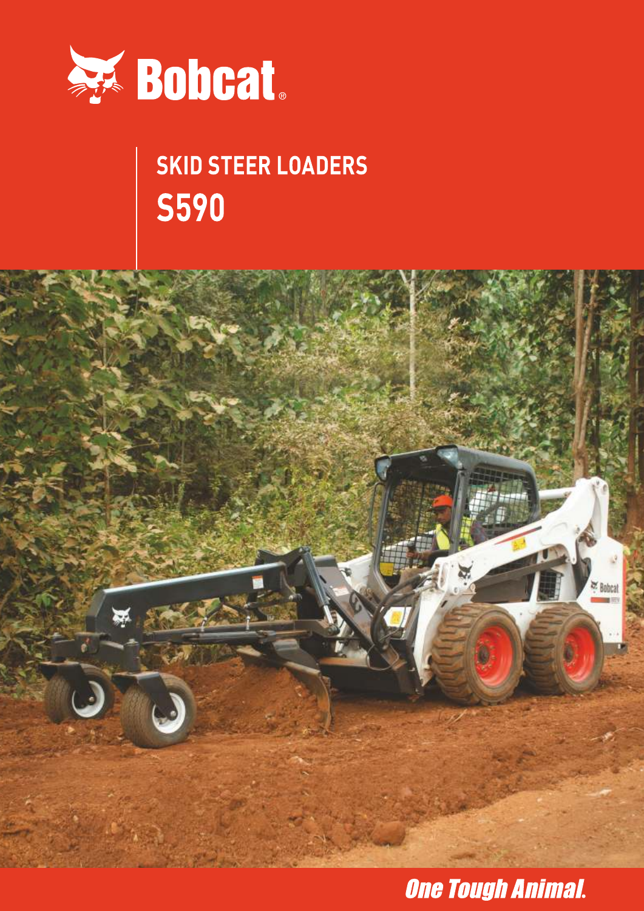Bobcat®

# SKID STEER LOADERS

# S590

*One Tough Animal.*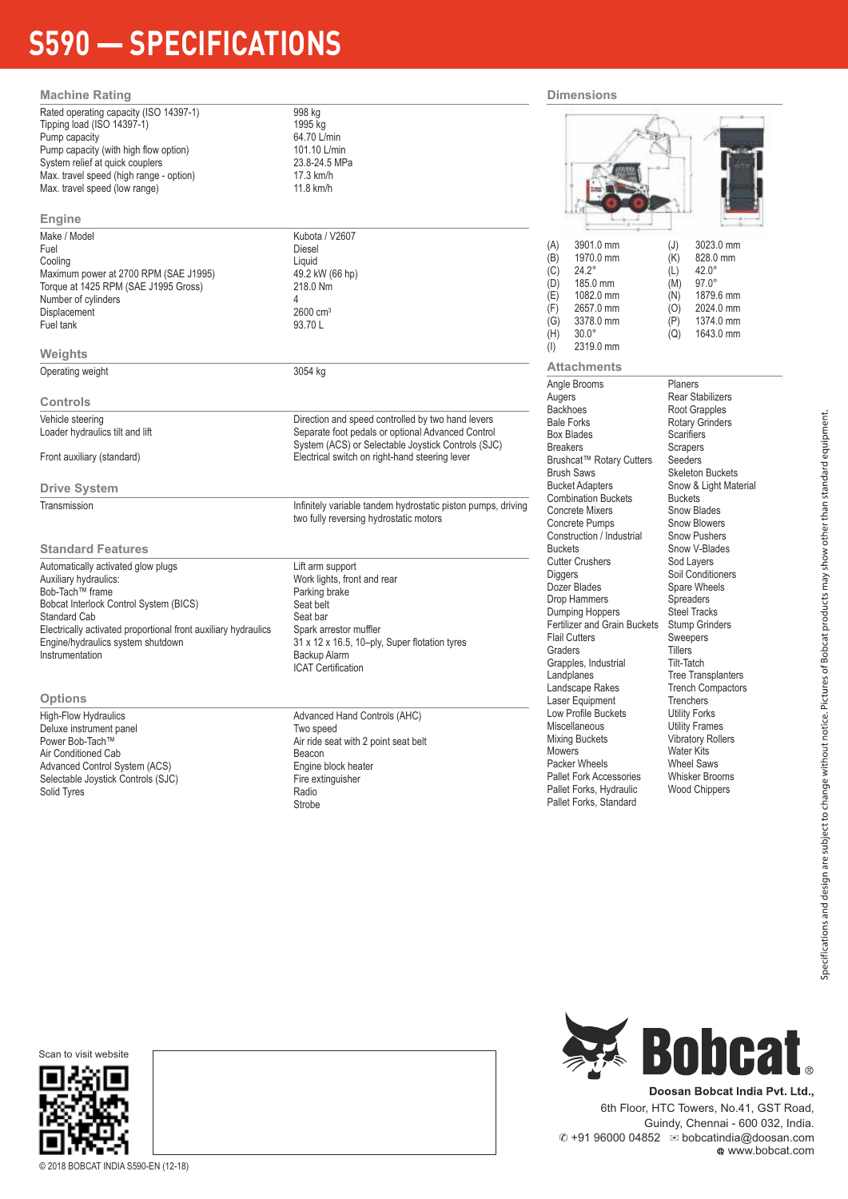# S590 — SPECIFICATIONS

## Machine Rating

| | |
|---|---|
| Rated operating capacity (ISO 14397-1) | 998 kg |
| Tipping load (ISO 14397-1) | 1995 kg |
| Pump capacity | 64.70 L/min |
| Pump capacity (with high flow option) | 101.10 L/min |
| System relief at quick couplers | 23.8-24.5 MPa |
| Max. travel speed (high range - option) | 17.3 km/h |
| Max. travel speed (low range) | 11.8 km/h |

## Engine

| | |
|---|---|
| Make / Model | Kubota / V2607 |
| Fuel | Diesel |
| Cooling | Liquid |
| Maximum power at 2700 RPM (SAE J1995) | 49.2 kW (66 hp) |
| Torque at 1425 RPM (SAE J1995 Gross) | 218.0 Nm |
| Number of cylinders | 4 |
| Displacement | 2600 cm³ |
| Fuel tank | 93.70 L |

## Weights

| | |
|---|---|
| Operating weight | 3054 kg |

## Controls

| | |
|---|---|
| Vehicle steering | Direction and speed controlled by two hand levers |
| Loader hydraulics tilt and lift | Separate foot pedals or optional Advanced Control System (ACS) or Selectable Joystick Controls (SJC) |
| Front auxiliary (standard) | Electrical switch on right-hand steering lever |

## Drive System

| | |
|---|---|
| Transmission | Infinitely variable tandem hydrostatic piston pumps, driving two fully reversing hydrostatic motors |

## Standard Features

- Automatically activated glow plugs
- Auxiliary hydraulics:
- Bob-Tach™ frame
- Bobcat Interlock Control System (BICS)
- Standard Cab
- Electrically activated proportional front auxiliary hydraulics
- Engine/hydraulics system shutdown
- Instrumentation
- Lift arm support
- Work lights, front and rear
- Parking brake
- Seat belt
- Seat bar
- Spark arrestor muffler
- 31 x 12 x 16.5, 10–ply, Super flotation tyres
- Backup Alarm
- ICAT Certification

## Options

- High-Flow Hydraulics
- Deluxe instrument panel
- Power Bob-Tach™
- Air Conditioned Cab
- Advanced Control System (ACS)
- Selectable Joystick Controls (SJC)
- Solid Tyres
- Advanced Hand Controls (AHC)
- Two speed
- Air ride seat with 2 point seat belt
- Beacon
- Engine block heater
- Fire extinguisher
- Radio
- Strobe

## Dimensions

| | | | |
|---|---|---|---|
| (A) | 3901.0 mm | (J) | 3023.0 mm |
| (B) | 1970.0 mm | (K) | 828.0 mm |
| (C) | 24.2° | (L) | 42.0° |
| (D) | 185.0 mm | (M) | 97.0° |
| (E) | 1082.0 mm | (N) | 1879.6 mm |
| (F) | 2657.0 mm | (O) | 2024.0 mm |
| (G) | 3378.0 mm | (P) | 1374.0 mm |
| (H) | 30.0° | (Q) | 1643.0 mm |
| (I) | 2319.0 mm | | |

## Attachments

- Angle Brooms
- Augers
- Backhoes
- Bale Forks
- Box Blades
- Breakers
- Brushcat™ Rotary Cutters
- Brush Saws
- Bucket Adapters
- Combination Buckets
- Concrete Mixers
- Concrete Pumps
- Construction / Industrial Buckets
- Cutter Crushers
- Diggers
- Dozer Blades
- Drop Hammers
- Dumping Hoppers
- Fertilizer and Grain Buckets
- Flail Cutters
- Graders
- Grapples, Industrial
- Landplanes
- Landscape Rakes
- Laser Equipment
- Low Profile Buckets
- Miscellaneous
- Mixing Buckets
- Mowers
- Packer Wheels
- Pallet Fork Accessories
- Pallet Forks, Hydraulic
- Pallet Forks, Standard
- Planers
- Rear Stabilizers
- Root Grapples
- Rotary Grinders
- Scarifiers
- Scrapers
- Seeders
- Skeleton Buckets
- Snow & Light Material Buckets
- Snow Blades
- Snow Blowers
- Snow Pushers
- Snow V-Blades
- Sod Layers
- Soil Conditioners
- Spare Wheels
- Spreaders
- Steel Tracks
- Stump Grinders
- Sweepers
- Tillers
- Tilt-Tatch
- Tree Transplanters
- Trench Compactors
- Trenchers
- Utility Forks
- Utility Frames
- Vibratory Rollers
- Water Kits
- Wheel Saws
- Whisker Brooms
- Wood Chippers

Specifications and design are subject to change without notice. Pictures of Bobcat products may show other than standard equipment.

Scan to visit website

© 2018 BOBCAT INDIA S590-EN (12-18)

Bobcat®

**Doosan Bobcat India Pvt. Ltd.,**
6th Floor, HTC Towers, No.41, GST Road,
Guindy, Chennai - 600 032, India.
✆ +91 96000 04852 ✉ bobcatindia@doosan.com
www.bobcat.com